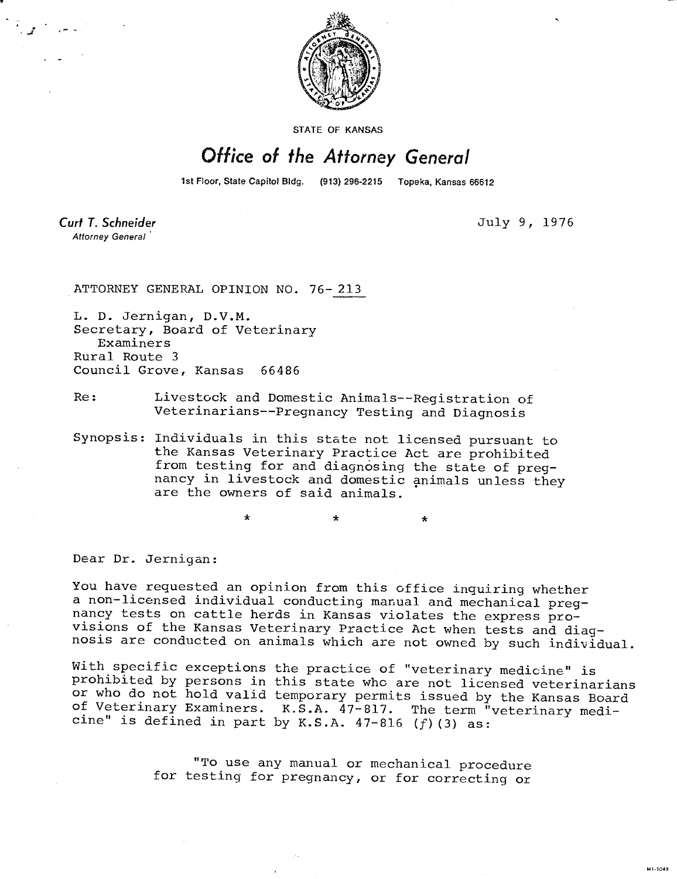STATE OF KANSAS

# *Office of the Attorney General*

1st Floor, State Capitol Bldg. (913) 296-2215 Topeka, Kansas 66612

***Curt T. Schneider***
*Attorney General*

July 9, 1976

ATTORNEY GENERAL OPINION NO. 76-213

L. D. Jernigan, D.V.M.
Secretary, Board of Veterinary Examiners
Rural Route 3
Council Grove, Kansas 66486

Re: Livestock and Domestic Animals--Registration of Veterinarians--Pregnancy Testing and Diagnosis

Synopsis: Individuals in this state not licensed pursuant to the Kansas Veterinary Practice Act are prohibited from testing for and diagnosing the state of pregnancy in livestock and domestic animals unless they are the owners of said animals.

\* \* \*

Dear Dr. Jernigan:

You have requested an opinion from this office inquiring whether a non-licensed individual conducting manual and mechanical pregnancy tests on cattle herds in Kansas violates the express provisions of the Kansas Veterinary Practice Act when tests and diagnosis are conducted on animals which are not owned by such individual.

With specific exceptions the practice of "veterinary medicine" is prohibited by persons in this state who are not licensed veterinarians or who do not hold valid temporary permits issued by the Kansas Board of Veterinary Examiners. K.S.A. 47-817. The term "veterinary medicine" is defined in part by K.S.A. 47-816 (*f*)(3) as:

> "To use any manual or mechanical procedure for testing for pregnancy, or for correcting or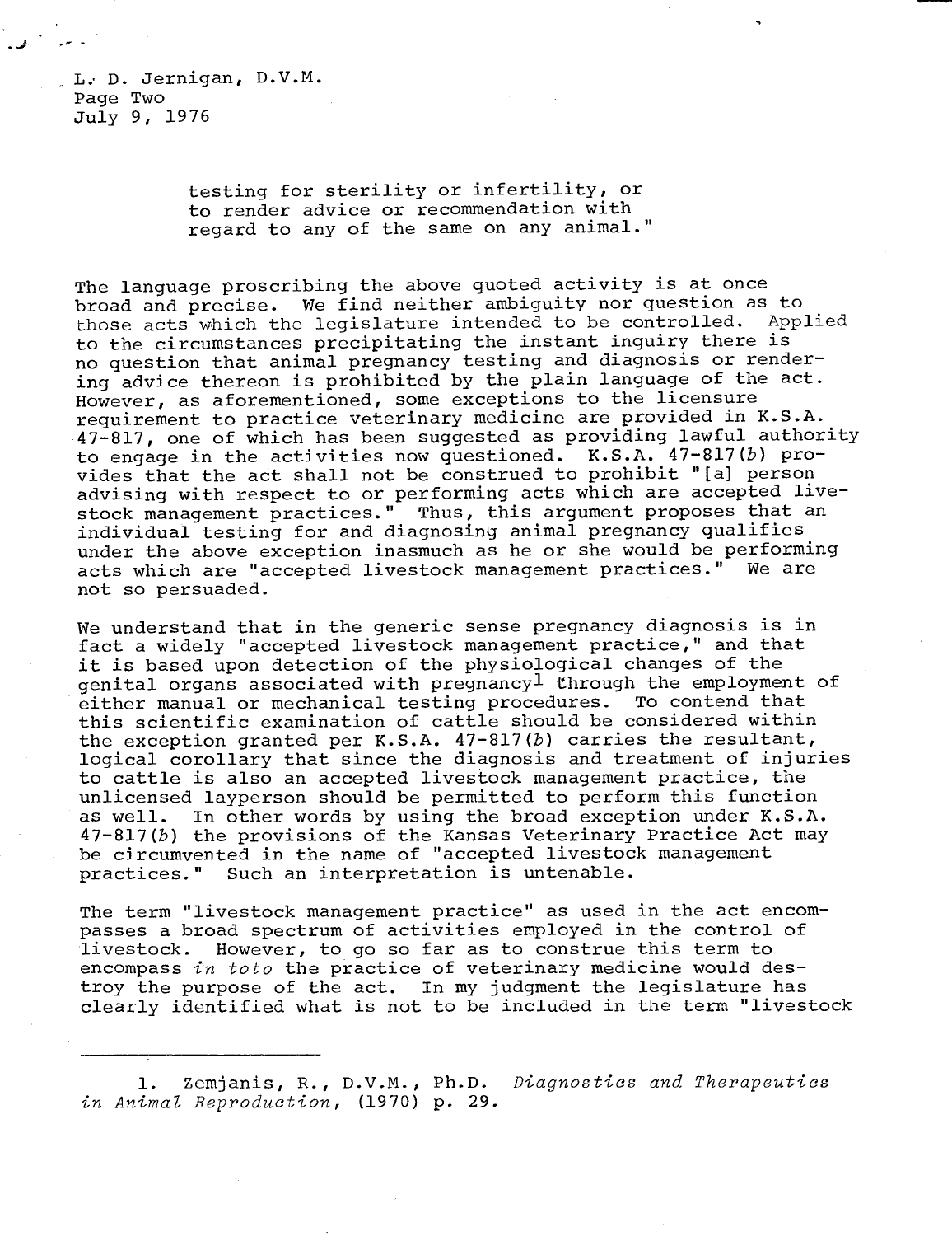L. D. Jernigan, D.V.M.
Page Two
July 9, 1976

> testing for sterility or infertility, or to render advice or recommendation with regard to any of the same on any animal."

The language proscribing the above quoted activity is at once broad and precise. We find neither ambiguity nor question as to those acts which the legislature intended to be controlled. Applied to the circumstances precipitating the instant inquiry there is no question that animal pregnancy testing and diagnosis or rendering advice thereon is prohibited by the plain language of the act. However, as aforementioned, some exceptions to the licensure requirement to practice veterinary medicine are provided in K.S.A. 47-817, one of which has been suggested as providing lawful authority to engage in the activities now questioned. K.S.A. 47-817(*b*) provides that the act shall not be construed to prohibit "[a] person advising with respect to or performing acts which are accepted livestock management practices." Thus, this argument proposes that an individual testing for and diagnosing animal pregnancy qualifies under the above exception inasmuch as he or she would be performing acts which are "accepted livestock management practices." We are not so persuaded.

We understand that in the generic sense pregnancy diagnosis is in fact a widely "accepted livestock management practice," and that it is based upon detection of the physiological changes of the genital organs associated with pregnancy[1] through the employment of either manual or mechanical testing procedures. To contend that this scientific examination of cattle should be considered within the exception granted per K.S.A. 47-817(*b*) carries the resultant, logical corollary that since the diagnosis and treatment of injuries to cattle is also an accepted livestock management practice, the unlicensed layperson should be permitted to perform this function as well. In other words by using the broad exception under K.S.A. 47-817(*b*) the provisions of the Kansas Veterinary Practice Act may be circumvented in the name of "accepted livestock management practices." Such an interpretation is untenable.

The term "livestock management practice" as used in the act encompasses a broad spectrum of activities employed in the control of livestock. However, to go so far as to construe this term to encompass *in toto* the practice of veterinary medicine would destroy the purpose of the act. In my judgment the legislature has clearly identified what is not to be included in the term "livestock

---

1. Zemjanis, R., D.V.M., Ph.D. *Diagnostics and Therapeutics in Animal Reproduction*, (1970) p. 29.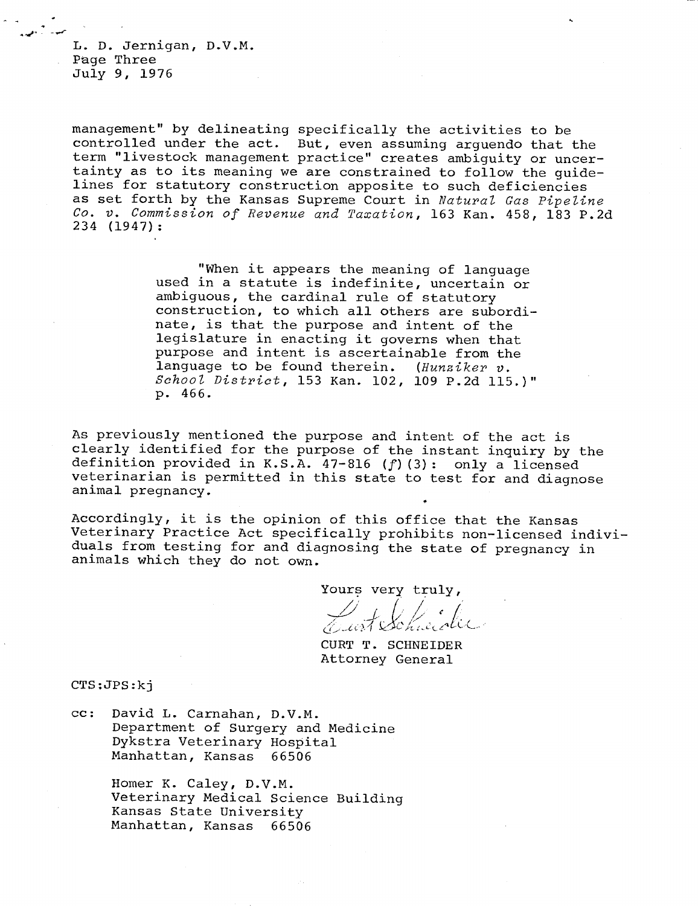management" by delineating specifically the activities to be controlled under the act. But, even assuming arguendo that the term "livestock management practice" creates ambiguity or uncertainty as to its meaning we are constrained to follow the guidelines for statutory construction apposite to such deficiencies as set forth by the Kansas Supreme Court in *Natural Gas Pipeline Co. v. Commission of Revenue and Taxation*, 163 Kan. 458, 183 P.2d 234 (1947):

> "When it appears the meaning of language used in a statute is indefinite, uncertain or ambiguous, the cardinal rule of statutory construction, to which all others are subordinate, is that the purpose and intent of the legislature in enacting it governs when that purpose and intent is ascertainable from the language to be found therein. (*Hunziker v. School District*, 153 Kan. 102, 109 P.2d 115.)" p. 466.

As previously mentioned the purpose and intent of the act is clearly identified for the purpose of the instant inquiry by the definition provided in K.S.A. 47-816 (*f*)(3): only a licensed veterinarian is permitted in this state to test for and diagnose animal pregnancy.

Accordingly, it is the opinion of this office that the Kansas Veterinary Practice Act specifically prohibits non-licensed individuals from testing for and diagnosing the state of pregnancy in animals which they do not own.

Yours very truly,

Curt Schneider

CURT T. SCHNEIDER
Attorney General

CTS:JPS:kj

cc: David L. Carnahan, D.V.M.
Department of Surgery and Medicine
Dykstra Veterinary Hospital
Manhattan, Kansas 66506

Homer K. Caley, D.V.M.
Veterinary Medical Science Building
Kansas State University
Manhattan, Kansas 66506